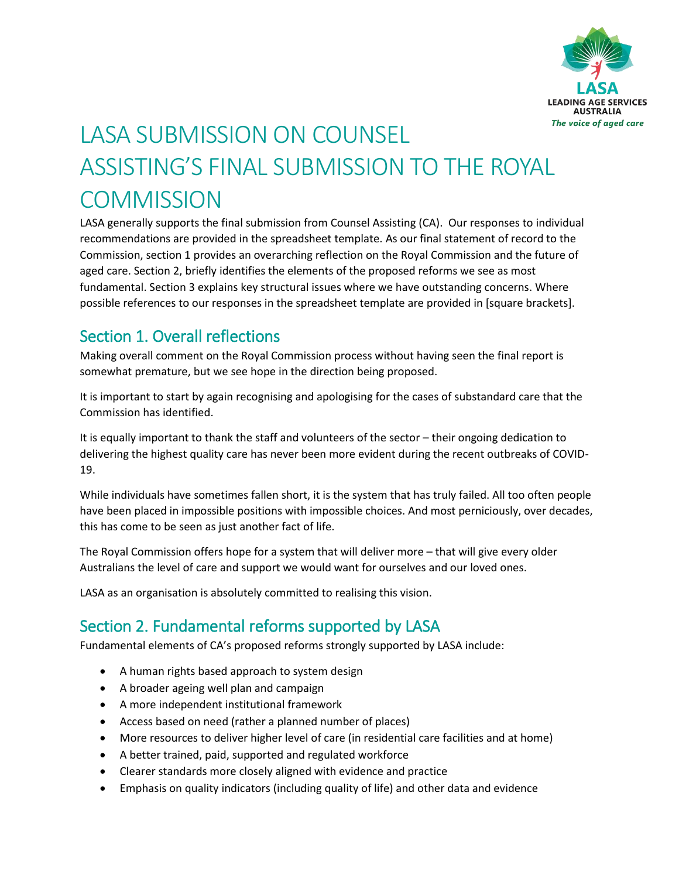# LASA SUBMISSION ON COUNSEL ASSISTING'S FINAL SUBMISSION TO THE ROYAL COMMISSION

LASA generally supports the final submission from Counsel Assisting (CA). Our responses to individual recommendations are provided in the spreadsheet template. As our final statement of record to the Commission, section 1 provides an overarching reflection on the Royal Commission and the future of aged care. Section 2, briefly identifies the elements of the proposed reforms we see as most fundamental. Section 3 explains key structural issues where we have outstanding concerns. Where possible references to our responses in the spreadsheet template are provided in [square brackets].

## Section 1. Overall reflections

Making overall comment on the Royal Commission process without having seen the final report is somewhat premature, but we see hope in the direction being proposed.

It is important to start by again recognising and apologising for the cases of substandard care that the Commission has identified.

It is equally important to thank the staff and volunteers of the sector – their ongoing dedication to delivering the highest quality care has never been more evident during the recent outbreaks of COVID-19.

While individuals have sometimes fallen short, it is the system that has truly failed. All too often people have been placed in impossible positions with impossible choices. And most perniciously, over decades, this has come to be seen as just another fact of life.

The Royal Commission offers hope for a system that will deliver more – that will give every older Australians the level of care and support we would want for ourselves and our loved ones.

LASA as an organisation is absolutely committed to realising this vision.

## Section 2. Fundamental reforms supported by LASA

Fundamental elements of CA's proposed reforms strongly supported by LASA include:

- A human rights based approach to system design
- A broader ageing well plan and campaign
- A more independent institutional framework
- Access based on need (rather a planned number of places)
- More resources to deliver higher level of care (in residential care facilities and at home)
- A better trained, paid, supported and regulated workforce
- Clearer standards more closely aligned with evidence and practice
- Emphasis on quality indicators (including quality of life) and other data and evidence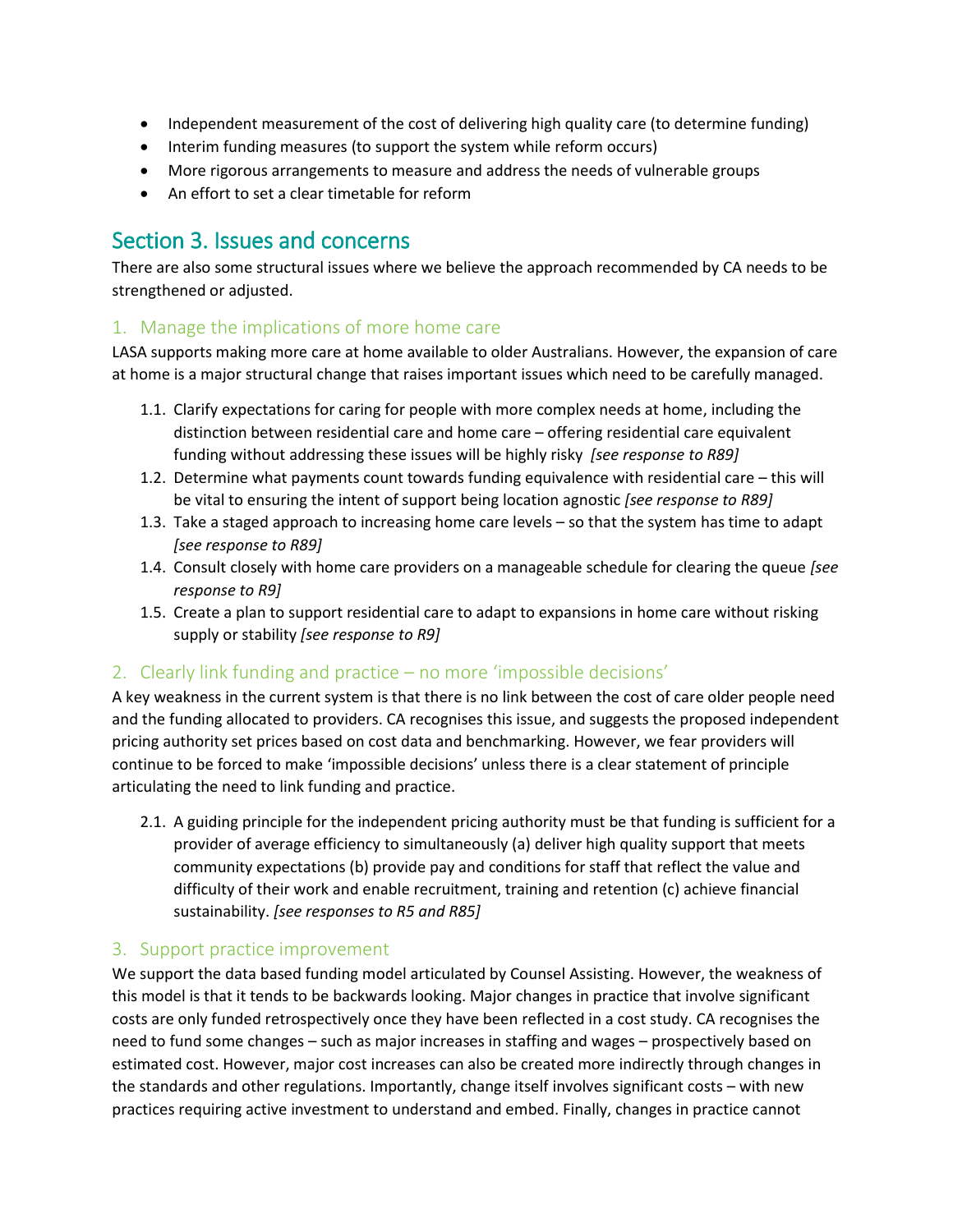- Independent measurement of the cost of delivering high quality care (to determine funding)
- Interim funding measures (to support the system while reform occurs)
- More rigorous arrangements to measure and address the needs of vulnerable groups
- An effort to set a clear timetable for reform

## Section 3. Issues and concerns

There are also some structural issues where we believe the approach recommended by CA needs to be strengthened or adjusted.

### 1. Manage the implications of more home care

LASA supports making more care at home available to older Australians. However, the expansion of care at home is a major structural change that raises important issues which need to be carefully managed.

1.1. Clarify expectations for caring for people with more complex needs at home, including the distinction between residential care and home care – offering residential care equivalent funding without addressing these issues will be highly risky *[see response to R89]*

1.2. Determine what payments count towards funding equivalence with residential care – this will be vital to ensuring the intent of support being location agnostic *[see response to R89]*

1.3. Take a staged approach to increasing home care levels – so that the system has time to adapt *[see response to R89]*

1.4. Consult closely with home care providers on a manageable schedule for clearing the queue *[see response to R9]*

1.5. Create a plan to support residential care to adapt to expansions in home care without risking supply or stability *[see response to R9]*

### 2. Clearly link funding and practice – no more 'impossible decisions'

A key weakness in the current system is that there is no link between the cost of care older people need and the funding allocated to providers. CA recognises this issue, and suggests the proposed independent pricing authority set prices based on cost data and benchmarking. However, we fear providers will continue to be forced to make 'impossible decisions' unless there is a clear statement of principle articulating the need to link funding and practice.

2.1. A guiding principle for the independent pricing authority must be that funding is sufficient for a provider of average efficiency to simultaneously (a) deliver high quality support that meets community expectations (b) provide pay and conditions for staff that reflect the value and difficulty of their work and enable recruitment, training and retention (c) achieve financial sustainability. *[see responses to R5 and R85]*

### 3. Support practice improvement

We support the data based funding model articulated by Counsel Assisting. However, the weakness of this model is that it tends to be backwards looking. Major changes in practice that involve significant costs are only funded retrospectively once they have been reflected in a cost study. CA recognises the need to fund some changes – such as major increases in staffing and wages – prospectively based on estimated cost. However, major cost increases can also be created more indirectly through changes in the standards and other regulations. Importantly, change itself involves significant costs – with new practices requiring active investment to understand and embed. Finally, changes in practice cannot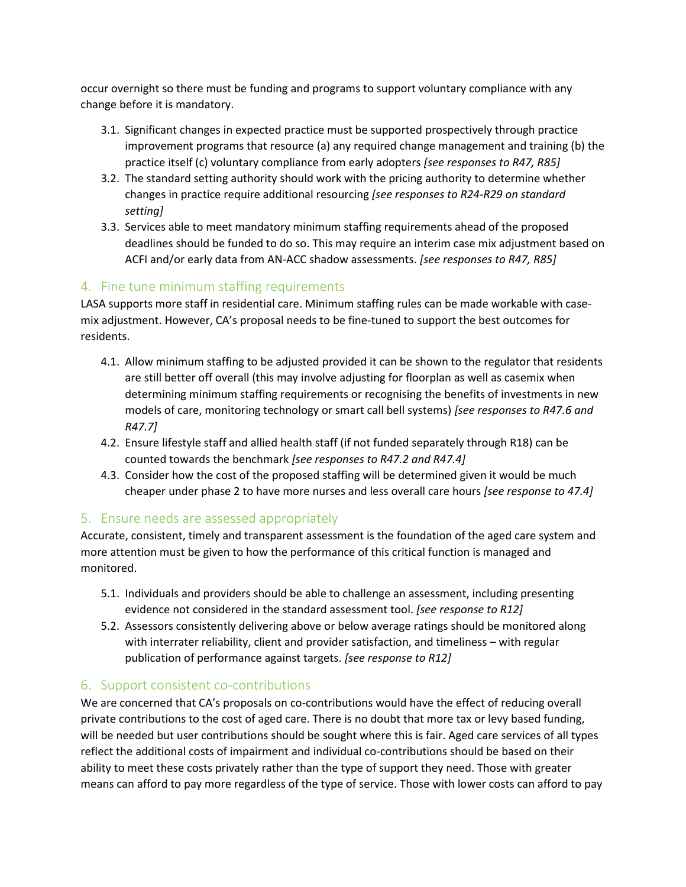occur overnight so there must be funding and programs to support voluntary compliance with any change before it is mandatory.

3.1. Significant changes in expected practice must be supported prospectively through practice improvement programs that resource (a) any required change management and training (b) the practice itself (c) voluntary compliance from early adopters *[see responses to R47, R85]*

3.2. The standard setting authority should work with the pricing authority to determine whether changes in practice require additional resourcing *[see responses to R24-R29 on standard setting]*

3.3. Services able to meet mandatory minimum staffing requirements ahead of the proposed deadlines should be funded to do so. This may require an interim case mix adjustment based on ACFI and/or early data from AN-ACC shadow assessments. *[see responses to R47, R85]*

## 4. Fine tune minimum staffing requirements

LASA supports more staff in residential care. Minimum staffing rules can be made workable with case-mix adjustment. However, CA's proposal needs to be fine-tuned to support the best outcomes for residents.

4.1. Allow minimum staffing to be adjusted provided it can be shown to the regulator that residents are still better off overall (this may involve adjusting for floorplan as well as casemix when determining minimum staffing requirements or recognising the benefits of investments in new models of care, monitoring technology or smart call bell systems) *[see responses to R47.6 and R47.7]*

4.2. Ensure lifestyle staff and allied health staff (if not funded separately through R18) can be counted towards the benchmark *[see responses to R47.2 and R47.4]*

4.3. Consider how the cost of the proposed staffing will be determined given it would be much cheaper under phase 2 to have more nurses and less overall care hours *[see response to 47.4]*

## 5. Ensure needs are assessed appropriately

Accurate, consistent, timely and transparent assessment is the foundation of the aged care system and more attention must be given to how the performance of this critical function is managed and monitored.

5.1. Individuals and providers should be able to challenge an assessment, including presenting evidence not considered in the standard assessment tool. *[see response to R12]*

5.2. Assessors consistently delivering above or below average ratings should be monitored along with interrater reliability, client and provider satisfaction, and timeliness – with regular publication of performance against targets. *[see response to R12]*

## 6. Support consistent co-contributions

We are concerned that CA's proposals on co-contributions would have the effect of reducing overall private contributions to the cost of aged care. There is no doubt that more tax or levy based funding, will be needed but user contributions should be sought where this is fair. Aged care services of all types reflect the additional costs of impairment and individual co-contributions should be based on their ability to meet these costs privately rather than the type of support they need. Those with greater means can afford to pay more regardless of the type of service. Those with lower costs can afford to pay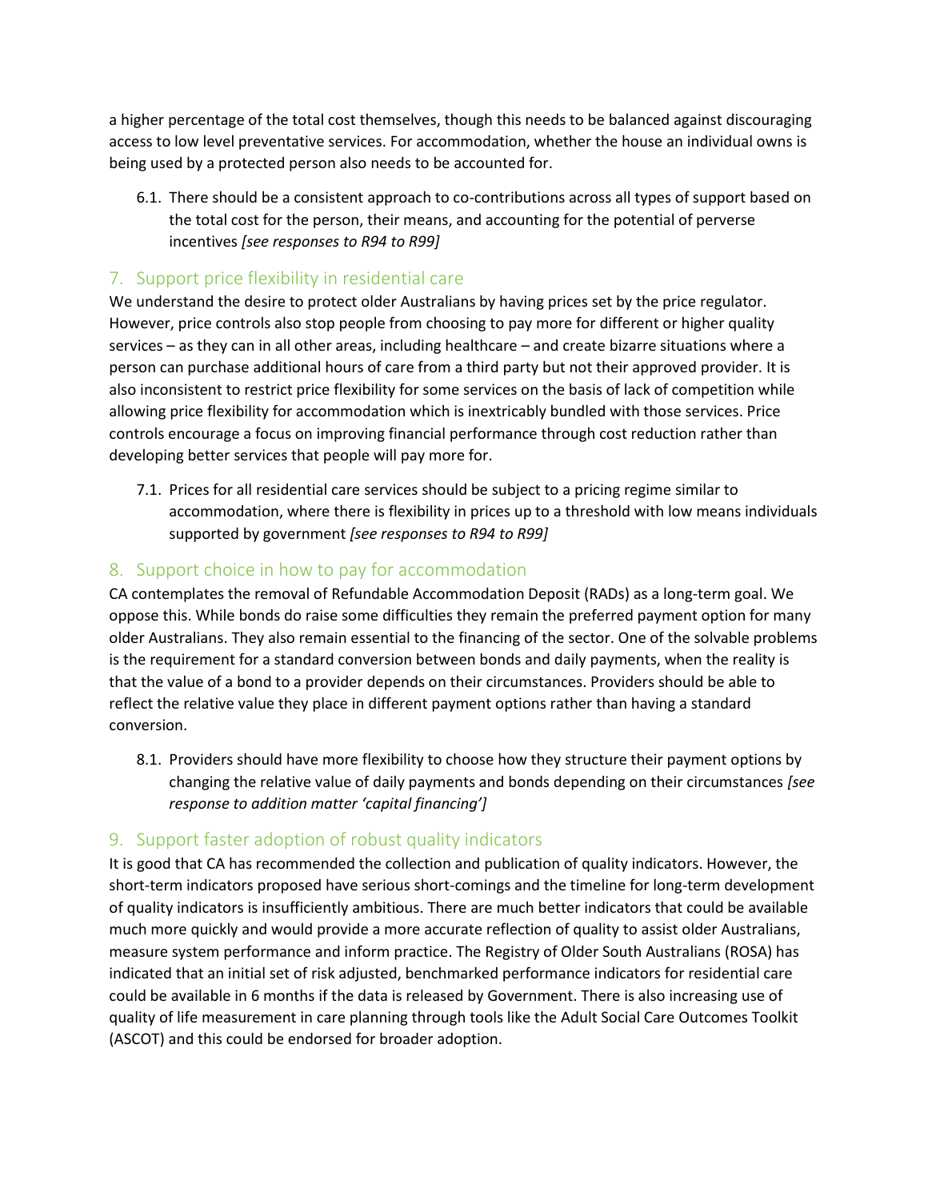a higher percentage of the total cost themselves, though this needs to be balanced against discouraging access to low level preventative services. For accommodation, whether the house an individual owns is being used by a protected person also needs to be accounted for.

6.1. There should be a consistent approach to co-contributions across all types of support based on the total cost for the person, their means, and accounting for the potential of perverse incentives *[see responses to R94 to R99]*

## 7. Support price flexibility in residential care

We understand the desire to protect older Australians by having prices set by the price regulator. However, price controls also stop people from choosing to pay more for different or higher quality services – as they can in all other areas, including healthcare – and create bizarre situations where a person can purchase additional hours of care from a third party but not their approved provider. It is also inconsistent to restrict price flexibility for some services on the basis of lack of competition while allowing price flexibility for accommodation which is inextricably bundled with those services. Price controls encourage a focus on improving financial performance through cost reduction rather than developing better services that people will pay more for.

7.1. Prices for all residential care services should be subject to a pricing regime similar to accommodation, where there is flexibility in prices up to a threshold with low means individuals supported by government *[see responses to R94 to R99]*

## 8. Support choice in how to pay for accommodation

CA contemplates the removal of Refundable Accommodation Deposit (RADs) as a long-term goal. We oppose this. While bonds do raise some difficulties they remain the preferred payment option for many older Australians. They also remain essential to the financing of the sector. One of the solvable problems is the requirement for a standard conversion between bonds and daily payments, when the reality is that the value of a bond to a provider depends on their circumstances. Providers should be able to reflect the relative value they place in different payment options rather than having a standard conversion.

8.1. Providers should have more flexibility to choose how they structure their payment options by changing the relative value of daily payments and bonds depending on their circumstances *[see response to addition matter 'capital financing']*

## 9. Support faster adoption of robust quality indicators

It is good that CA has recommended the collection and publication of quality indicators. However, the short-term indicators proposed have serious short-comings and the timeline for long-term development of quality indicators is insufficiently ambitious. There are much better indicators that could be available much more quickly and would provide a more accurate reflection of quality to assist older Australians, measure system performance and inform practice. The Registry of Older South Australians (ROSA) has indicated that an initial set of risk adjusted, benchmarked performance indicators for residential care could be available in 6 months if the data is released by Government. There is also increasing use of quality of life measurement in care planning through tools like the Adult Social Care Outcomes Toolkit (ASCOT) and this could be endorsed for broader adoption.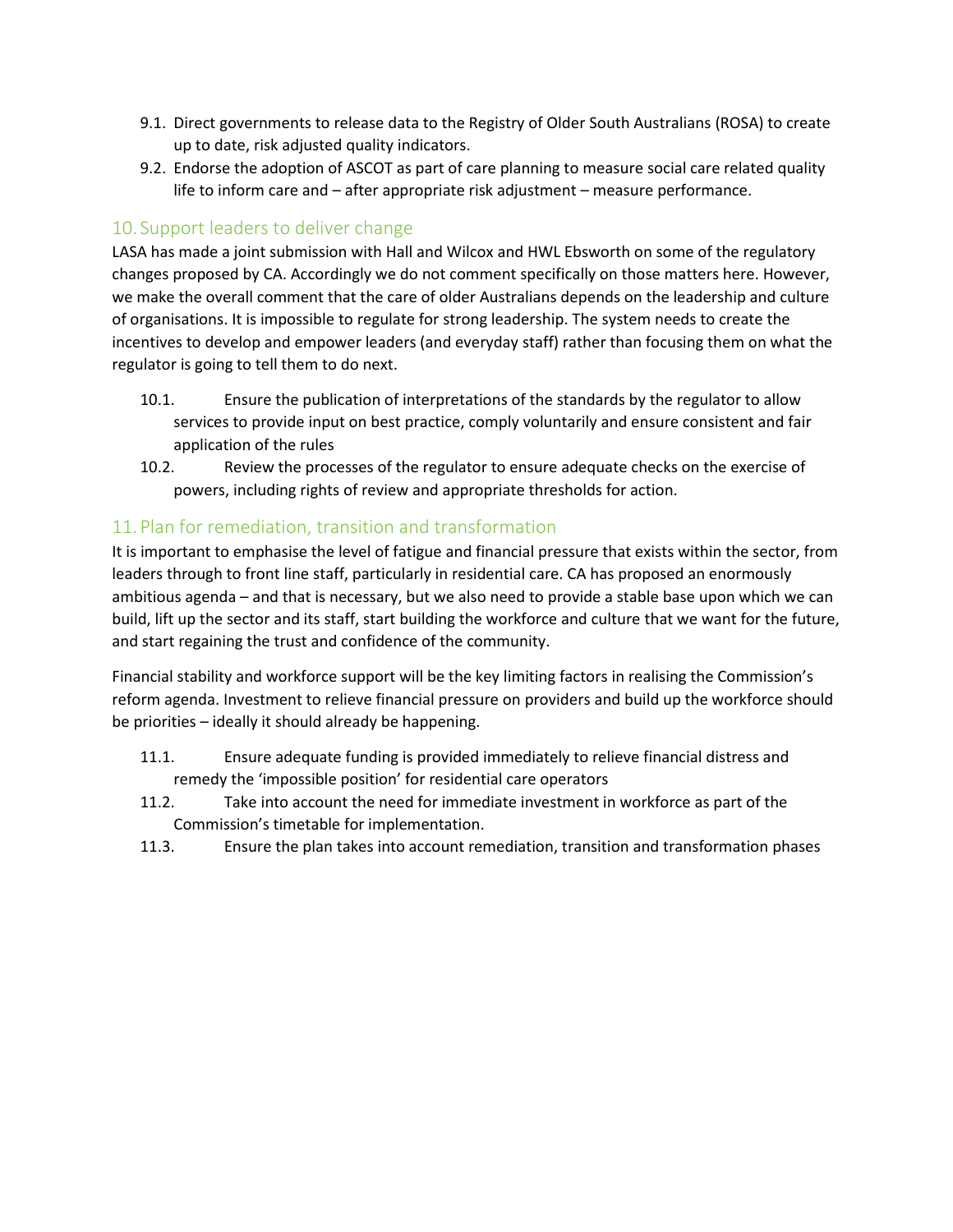9.1. Direct governments to release data to the Registry of Older South Australians (ROSA) to create up to date, risk adjusted quality indicators.
9.2. Endorse the adoption of ASCOT as part of care planning to measure social care related quality life to inform care and – after appropriate risk adjustment – measure performance.

## 10. Support leaders to deliver change

LASA has made a joint submission with Hall and Wilcox and HWL Ebsworth on some of the regulatory changes proposed by CA. Accordingly we do not comment specifically on those matters here. However, we make the overall comment that the care of older Australians depends on the leadership and culture of organisations. It is impossible to regulate for strong leadership. The system needs to create the incentives to develop and empower leaders (and everyday staff) rather than focusing them on what the regulator is going to tell them to do next.

10.1. Ensure the publication of interpretations of the standards by the regulator to allow services to provide input on best practice, comply voluntarily and ensure consistent and fair application of the rules
10.2. Review the processes of the regulator to ensure adequate checks on the exercise of powers, including rights of review and appropriate thresholds for action.

## 11. Plan for remediation, transition and transformation

It is important to emphasise the level of fatigue and financial pressure that exists within the sector, from leaders through to front line staff, particularly in residential care. CA has proposed an enormously ambitious agenda – and that is necessary, but we also need to provide a stable base upon which we can build, lift up the sector and its staff, start building the workforce and culture that we want for the future, and start regaining the trust and confidence of the community.

Financial stability and workforce support will be the key limiting factors in realising the Commission's reform agenda. Investment to relieve financial pressure on providers and build up the workforce should be priorities – ideally it should already be happening.

11.1. Ensure adequate funding is provided immediately to relieve financial distress and remedy the 'impossible position' for residential care operators
11.2. Take into account the need for immediate investment in workforce as part of the Commission's timetable for implementation.
11.3. Ensure the plan takes into account remediation, transition and transformation phases